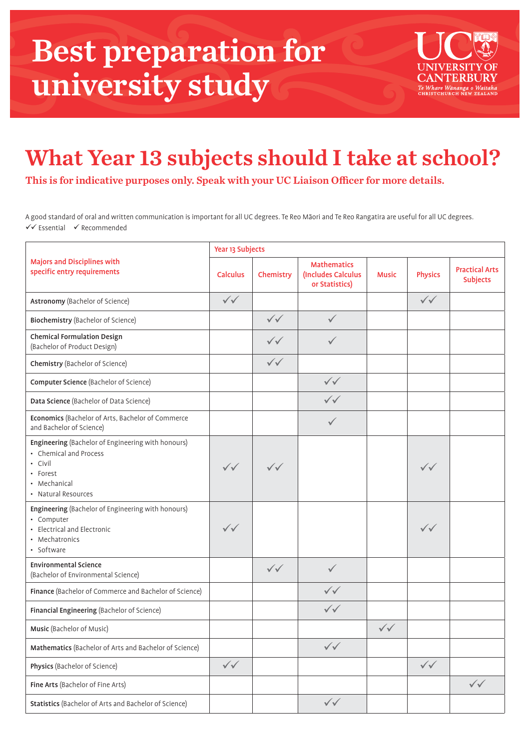# Best preparation for university study

UNIVERSITY OF CANTERBURY
*Te Whare Wānanga o Waitaha*
CHRISTCHURCH NEW ZEALAND

## What Year 13 subjects should I take at school?

### This is for indicative purposes only. Speak with your UC Liaison Officer for more details.

A good standard of oral and written communication is important for all UC degrees. Te Reo Māori and Te Reo Rangatira are useful for all UC degrees.

✓✓ Essential ✓ Recommended

| Majors and Disciplines with specific entry requirements | Year 13 Subjects | | | | | |
|---|---|---|---|---|---|---|
| | Calculus | Chemistry | Mathematics (Includes Calculus or Statistics) | Music | Physics | Practical Arts Subjects |
| **Astronomy** (Bachelor of Science) | ✓✓ | | | | ✓✓ | |
| **Biochemistry** (Bachelor of Science) | | ✓✓ | ✓ | | | |
| **Chemical Formulation Design** (Bachelor of Product Design) | | ✓✓ | ✓ | | | |
| **Chemistry** (Bachelor of Science) | | ✓✓ | | | | |
| **Computer Science** (Bachelor of Science) | | | ✓✓ | | | |
| **Data Science** (Bachelor of Data Science) | | | ✓✓ | | | |
| **Economics** (Bachelor of Arts, Bachelor of Commerce and Bachelor of Science) | | | ✓ | | | |
| **Engineering** (Bachelor of Engineering with honours) • Chemical and Process • Civil • Forest • Mechanical • Natural Resources | ✓✓ | ✓✓ | | | ✓✓ | |
| **Engineering** (Bachelor of Engineering with honours) • Computer • Electrical and Electronic • Mechatronics • Software | ✓✓ | | | | ✓✓ | |
| **Environmental Science** (Bachelor of Environmental Science) | | ✓✓ | ✓ | | | |
| **Finance** (Bachelor of Commerce and Bachelor of Science) | | | ✓✓ | | | |
| **Financial Engineering** (Bachelor of Science) | | | ✓✓ | | | |
| **Music** (Bachelor of Music) | | | | ✓✓ | | |
| **Mathematics** (Bachelor of Arts and Bachelor of Science) | | | ✓✓ | | | |
| **Physics** (Bachelor of Science) | ✓✓ | | | | ✓✓ | |
| **Fine Arts** (Bachelor of Fine Arts) | | | | | | ✓✓ |
| **Statistics** (Bachelor of Arts and Bachelor of Science) | | | ✓✓ | | | |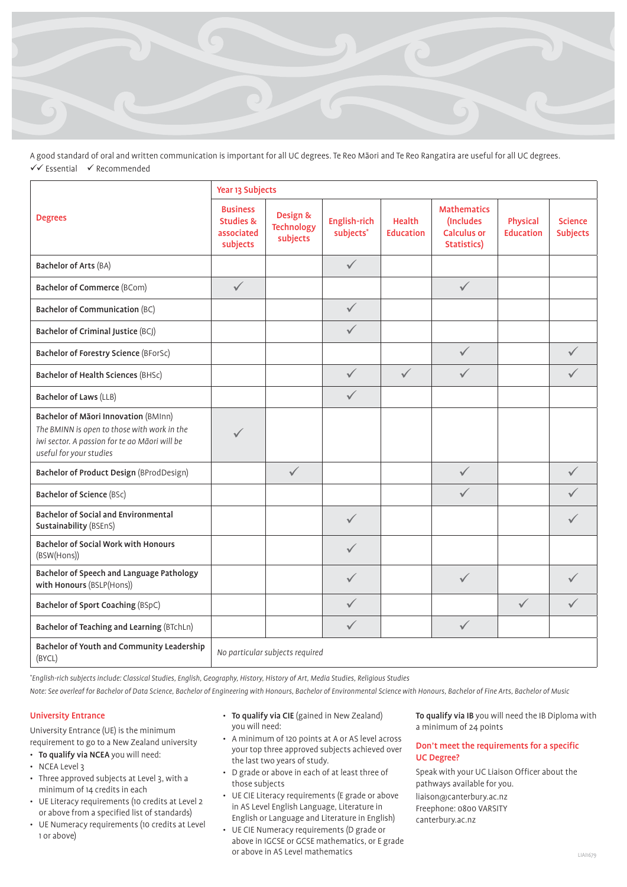A good standard of oral and written communication is important for all UC degrees. Te Reo Māori and Te Reo Rangatira are useful for all UC degrees.

✓✓ Essential ✓ Recommended

| Degrees | Year 13 Subjects | | | | | | |
|---|---|---|---|---|---|---|---|
| | Business Studies & associated subjects | Design & Technology subjects | English-rich subjects* | Health Education | Mathematics (Includes Calculus or Statistics) | Physical Education | Science Subjects |
| **Bachelor of Arts** (BA) | | | ✓ | | | | |
| **Bachelor of Commerce** (BCom) | ✓ | | | | ✓ | | |
| **Bachelor of Communication** (BC) | | | ✓ | | | | |
| **Bachelor of Criminal Justice** (BCJ) | | | ✓ | | | | |
| **Bachelor of Forestry Science** (BForSc) | | | | | ✓ | | ✓ |
| **Bachelor of Health Sciences** (BHSc) | | | ✓ | ✓ | ✓ | | ✓ |
| **Bachelor of Laws** (LLB) | | | ✓ | | | | |
| **Bachelor of Māori Innovation** (BMInn) *The BMINN is open to those with work in the iwi sector. A passion for te ao Māori will be useful for your studies* | ✓ | | | | | | |
| **Bachelor of Product Design** (BProdDesign) | | ✓ | | | ✓ | | ✓ |
| **Bachelor of Science** (BSc) | | | | | ✓ | | ✓ |
| **Bachelor of Social and Environmental Sustainability** (BSEnS) | | | ✓ | | | | ✓ |
| **Bachelor of Social Work with Honours** (BSW(Hons)) | | | ✓ | | | | |
| **Bachelor of Speech and Language Pathology with Honours** (BSLP(Hons)) | | | ✓ | | ✓ | | ✓ |
| **Bachelor of Sport Coaching** (BSpC) | | | ✓ | | | ✓ | ✓ |
| **Bachelor of Teaching and Learning** (BTchLn) | | | ✓ | | ✓ | | |
| **Bachelor of Youth and Community Leadership** (BYCL) | *No particular subjects required* | | | | | | |

*English-rich subjects include: Classical Studies, English, Geography, History, History of Art, Media Studies, Religious Studies*

*Note: See overleaf for Bachelor of Data Science, Bachelor of Engineering with Honours, Bachelor of Environmental Science with Honours, Bachelor of Fine Arts, Bachelor of Music*

## University Entrance

University Entrance (UE) is the minimum requirement to go to a New Zealand university

- **To qualify via NCEA** you will need:
- NCEA Level 3
- Three approved subjects at Level 3, with a minimum of 14 credits in each
- UE Literacy requirements (10 credits at Level 2 or above from a specified list of standards)
- UE Numeracy requirements (10 credits at Level 1 or above)

- **To qualify via CIE** (gained in New Zealand) you will need:
- A minimum of 120 points at A or AS level across your top three approved subjects achieved over the last two years of study.
- D grade or above in each of at least three of those subjects
- UE CIE Literacy requirements (E grade or above in AS Level English Language, Literature in English or Language and Literature in English)
- UE CIE Numeracy requirements (D grade or above in IGCSE or GCSE mathematics, or E grade or above in AS Level mathematics

**To qualify via IB** you will need the IB Diploma with a minimum of 24 points

## Don't meet the requirements for a specific UC Degree?

Speak with your UC Liaison Officer about the pathways available for you.

liaison@canterbury.ac.nz
Freephone: 0800 VARSITY
canterbury.ac.nz

LIAI1679